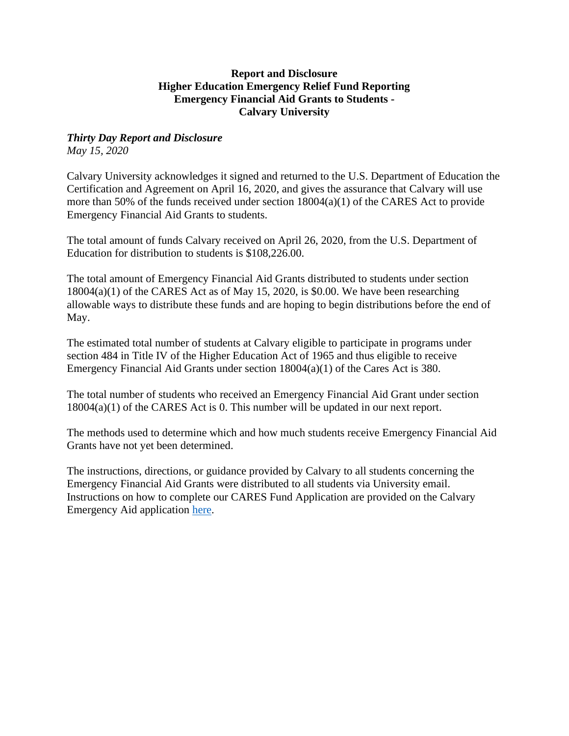**Report and Disclosure**
**Higher Education Emergency Relief Fund Reporting**
**Emergency Financial Aid Grants to Students -**
**Calvary University**

***Thirty Day Report and Disclosure***
*May 15, 2020*

Calvary University acknowledges it signed and returned to the U.S. Department of Education the Certification and Agreement on April 16, 2020, and gives the assurance that Calvary will use more than 50% of the funds received under section 18004(a)(1) of the CARES Act to provide Emergency Financial Aid Grants to students.

The total amount of funds Calvary received on April 26, 2020, from the U.S. Department of Education for distribution to students is $108,226.00.

The total amount of Emergency Financial Aid Grants distributed to students under section 18004(a)(1) of the CARES Act as of May 15, 2020, is $0.00. We have been researching allowable ways to distribute these funds and are hoping to begin distributions before the end of May.

The estimated total number of students at Calvary eligible to participate in programs under section 484 in Title IV of the Higher Education Act of 1965 and thus eligible to receive Emergency Financial Aid Grants under section 18004(a)(1) of the Cares Act is 380.

The total number of students who received an Emergency Financial Aid Grant under section 18004(a)(1) of the CARES Act is 0. This number will be updated in our next report.

The methods used to determine which and how much students receive Emergency Financial Aid Grants have not yet been determined.

The instructions, directions, or guidance provided by Calvary to all students concerning the Emergency Financial Aid Grants were distributed to all students via University email. Instructions on how to complete our CARES Fund Application are provided on the Calvary Emergency Aid application here.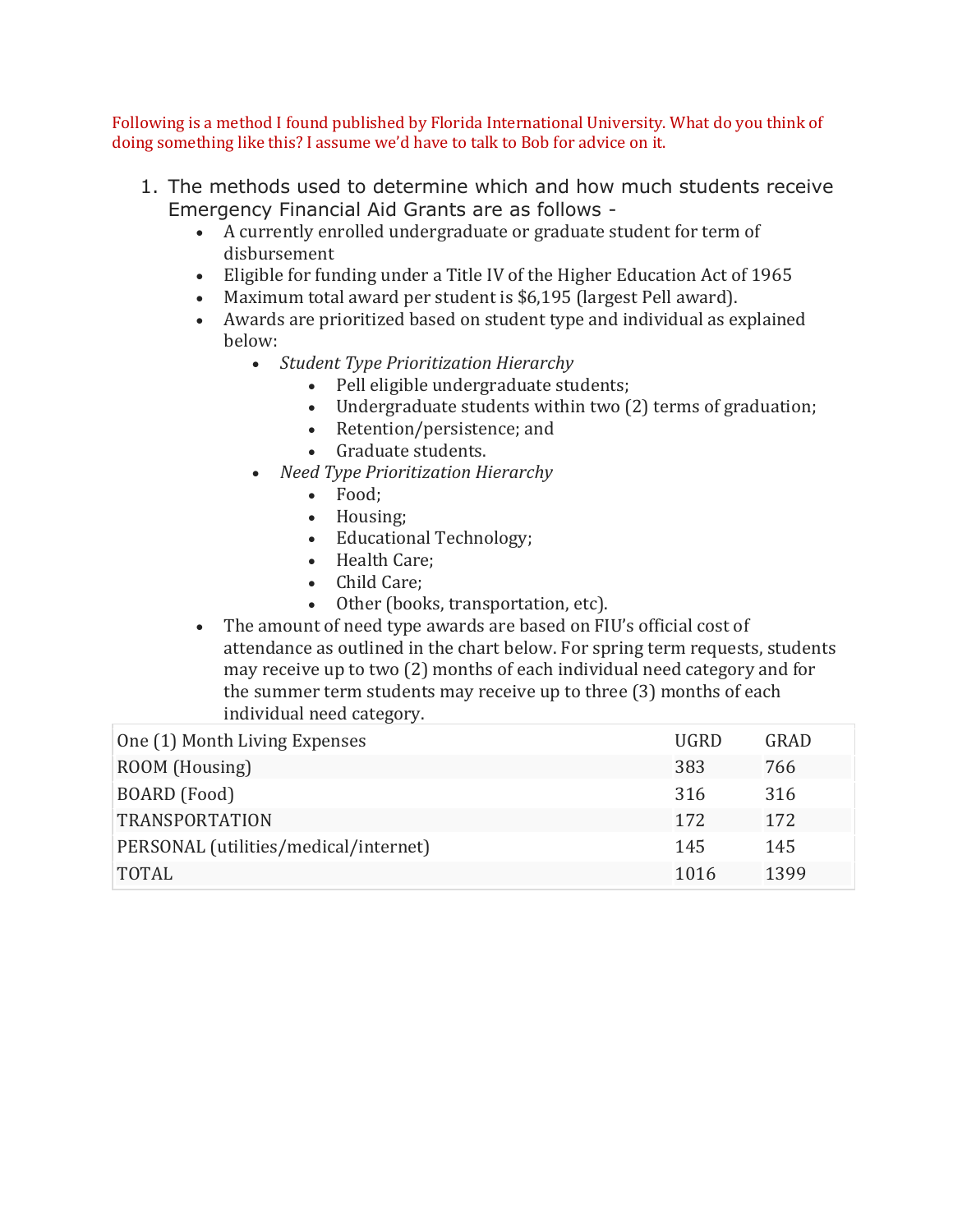Following is a method I found published by Florida International University. What do you think of doing something like this? I assume we'd have to talk to Bob for advice on it.

1. The methods used to determine which and how much students receive Emergency Financial Aid Grants are as follows -
   - A currently enrolled undergraduate or graduate student for term of disbursement
   - Eligible for funding under a Title IV of the Higher Education Act of 1965
   - Maximum total award per student is $6,195 (largest Pell award).
   - Awards are prioritized based on student type and individual as explained below:
     - *Student Type Prioritization Hierarchy*
       - Pell eligible undergraduate students;
       - Undergraduate students within two (2) terms of graduation;
       - Retention/persistence; and
       - Graduate students.
     - *Need Type Prioritization Hierarchy*
       - Food;
       - Housing;
       - Educational Technology;
       - Health Care;
       - Child Care;
       - Other (books, transportation, etc).
   - The amount of need type awards are based on FIU's official cost of attendance as outlined in the chart below. For spring term requests, students may receive up to two (2) months of each individual need category and for the summer term students may receive up to three (3) months of each individual need category.

| One (1) Month Living Expenses | UGRD | GRAD |
|---|---|---|
| ROOM (Housing) | 383 | 766 |
| BOARD (Food) | 316 | 316 |
| TRANSPORTATION | 172 | 172 |
| PERSONAL (utilities/medical/internet) | 145 | 145 |
| TOTAL | 1016 | 1399 |